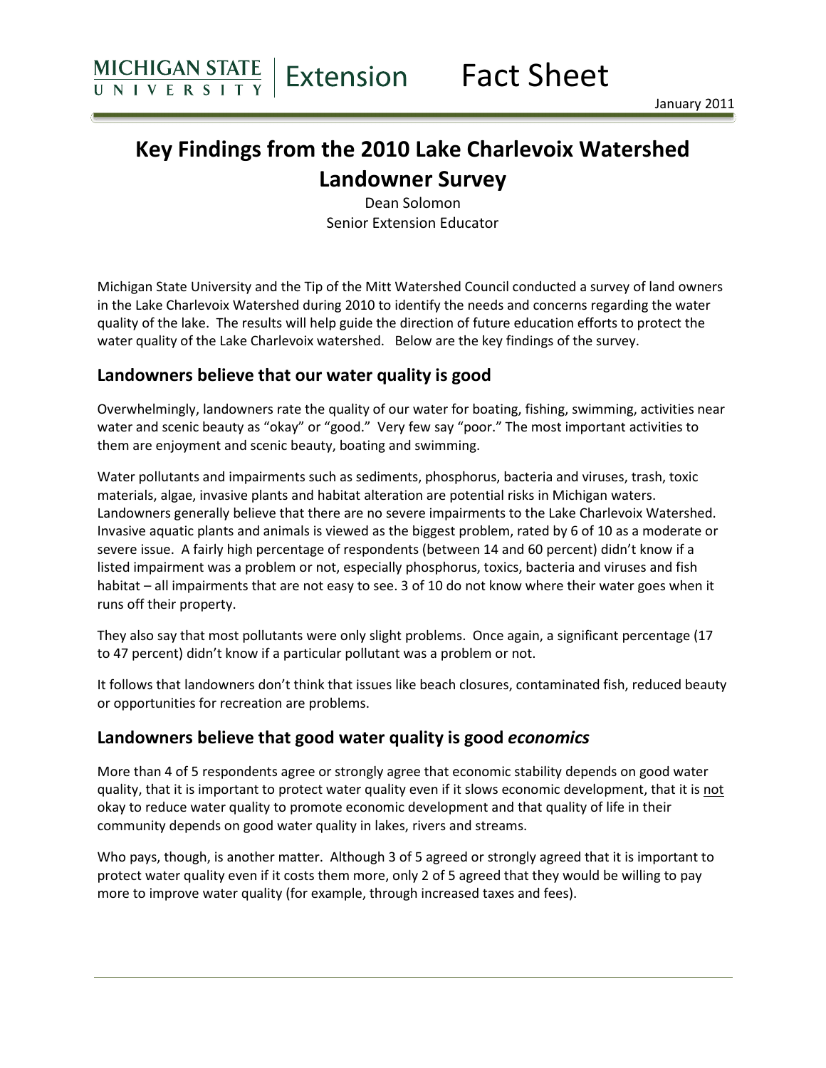MICHIGAN STATE UNIVERSITY | Extension Fact Sheet

January 2011

# Key Findings from the 2010 Lake Charlevoix Watershed Landowner Survey

Dean Solomon
Senior Extension Educator

Michigan State University and the Tip of the Mitt Watershed Council conducted a survey of land owners in the Lake Charlevoix Watershed during 2010 to identify the needs and concerns regarding the water quality of the lake. The results will help guide the direction of future education efforts to protect the water quality of the Lake Charlevoix watershed. Below are the key findings of the survey.

## Landowners believe that our water quality is good

Overwhelmingly, landowners rate the quality of our water for boating, fishing, swimming, activities near water and scenic beauty as "okay" or "good." Very few say "poor." The most important activities to them are enjoyment and scenic beauty, boating and swimming.

Water pollutants and impairments such as sediments, phosphorus, bacteria and viruses, trash, toxic materials, algae, invasive plants and habitat alteration are potential risks in Michigan waters. Landowners generally believe that there are no severe impairments to the Lake Charlevoix Watershed. Invasive aquatic plants and animals is viewed as the biggest problem, rated by 6 of 10 as a moderate or severe issue. A fairly high percentage of respondents (between 14 and 60 percent) didn't know if a listed impairment was a problem or not, especially phosphorus, toxics, bacteria and viruses and fish habitat – all impairments that are not easy to see. 3 of 10 do not know where their water goes when it runs off their property.

They also say that most pollutants were only slight problems. Once again, a significant percentage (17 to 47 percent) didn't know if a particular pollutant was a problem or not.

It follows that landowners don't think that issues like beach closures, contaminated fish, reduced beauty or opportunities for recreation are problems.

## Landowners believe that good water quality is good *economics*

More than 4 of 5 respondents agree or strongly agree that economic stability depends on good water quality, that it is important to protect water quality even if it slows economic development, that it is <u>not</u> okay to reduce water quality to promote economic development and that quality of life in their community depends on good water quality in lakes, rivers and streams.

Who pays, though, is another matter. Although 3 of 5 agreed or strongly agreed that it is important to protect water quality even if it costs them more, only 2 of 5 agreed that they would be willing to pay more to improve water quality (for example, through increased taxes and fees).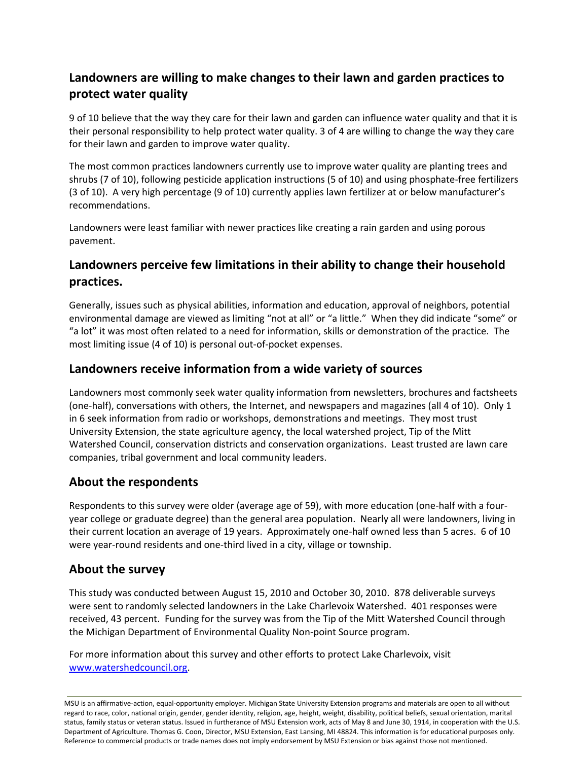## Landowners are willing to make changes to their lawn and garden practices to protect water quality

9 of 10 believe that the way they care for their lawn and garden can influence water quality and that it is their personal responsibility to help protect water quality. 3 of 4 are willing to change the way they care for their lawn and garden to improve water quality.

The most common practices landowners currently use to improve water quality are planting trees and shrubs (7 of 10), following pesticide application instructions (5 of 10) and using phosphate-free fertilizers (3 of 10). A very high percentage (9 of 10) currently applies lawn fertilizer at or below manufacturer's recommendations.

Landowners were least familiar with newer practices like creating a rain garden and using porous pavement.

## Landowners perceive few limitations in their ability to change their household practices.

Generally, issues such as physical abilities, information and education, approval of neighbors, potential environmental damage are viewed as limiting "not at all" or "a little." When they did indicate "some" or "a lot" it was most often related to a need for information, skills or demonstration of the practice. The most limiting issue (4 of 10) is personal out-of-pocket expenses.

## Landowners receive information from a wide variety of sources

Landowners most commonly seek water quality information from newsletters, brochures and factsheets (one-half), conversations with others, the Internet, and newspapers and magazines (all 4 of 10). Only 1 in 6 seek information from radio or workshops, demonstrations and meetings. They most trust University Extension, the state agriculture agency, the local watershed project, Tip of the Mitt Watershed Council, conservation districts and conservation organizations. Least trusted are lawn care companies, tribal government and local community leaders.

## About the respondents

Respondents to this survey were older (average age of 59), with more education (one-half with a four-year college or graduate degree) than the general area population. Nearly all were landowners, living in their current location an average of 19 years. Approximately one-half owned less than 5 acres. 6 of 10 were year-round residents and one-third lived in a city, village or township.

## About the survey

This study was conducted between August 15, 2010 and October 30, 2010. 878 deliverable surveys were sent to randomly selected landowners in the Lake Charlevoix Watershed. 401 responses were received, 43 percent. Funding for the survey was from the Tip of the Mitt Watershed Council through the Michigan Department of Environmental Quality Non-point Source program.

For more information about this survey and other efforts to protect Lake Charlevoix, visit [www.watershedcouncil.org](http://www.watershedcouncil.org).

---

MSU is an affirmative-action, equal-opportunity employer. Michigan State University Extension programs and materials are open to all without regard to race, color, national origin, gender, gender identity, religion, age, height, weight, disability, political beliefs, sexual orientation, marital status, family status or veteran status. Issued in furtherance of MSU Extension work, acts of May 8 and June 30, 1914, in cooperation with the U.S. Department of Agriculture. Thomas G. Coon, Director, MSU Extension, East Lansing, MI 48824. This information is for educational purposes only. Reference to commercial products or trade names does not imply endorsement by MSU Extension or bias against those not mentioned.